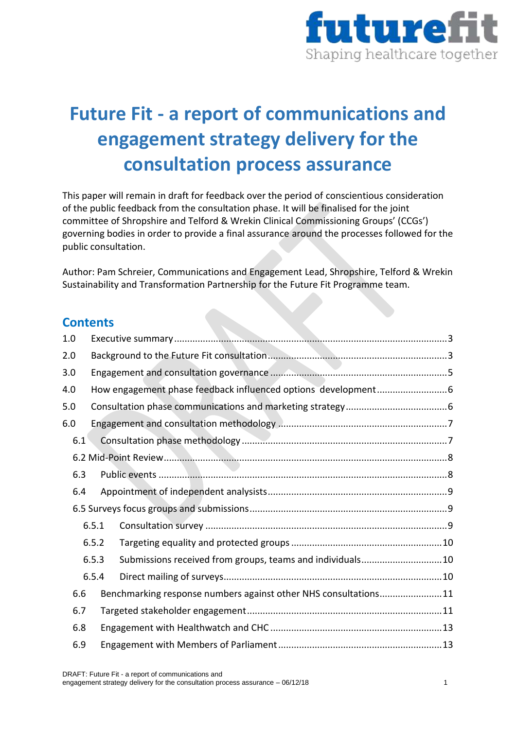# Future Fit - a report of communications and engagement strategy delivery for the consultation process assurance

This paper will remain in draft for feedback over the period of conscientious consideration of the public feedback from the consultation phase. It will be finalised for the joint committee of Shropshire and Telford & Wrekin Clinical Commissioning Groups' (CCGs') governing bodies in order to provide a final assurance around the processes followed for the public consultation.

Author: Pam Schreier, Communications and Engagement Lead, Shropshire, Telford & Wrekin Sustainability and Transformation Partnership for the Future Fit Programme team.

## Contents

- 1.0 Executive summary ........ 3
- 2.0 Background to the Future Fit consultation ........ 3
- 3.0 Engagement and consultation governance ........ 5
- 4.0 How engagement phase feedback influenced options development ........ 6
- 5.0 Consultation phase communications and marketing strategy ........ 6
- 6.0 Engagement and consultation methodology ........ 7
  - 6.1 Consultation phase methodology ........ 7
  - 6.2 Mid-Point Review ........ 8
  - 6.3 Public events ........ 8
  - 6.4 Appointment of independent analysists ........ 9
  - 6.5 Surveys focus groups and submissions ........ 9
    - 6.5.1 Consultation survey ........ 9
    - 6.5.2 Targeting equality and protected groups ........ 10
    - 6.5.3 Submissions received from groups, teams and individuals ........ 10
    - 6.5.4 Direct mailing of surveys ........ 10
  - 6.6 Benchmarking response numbers against other NHS consultations ........ 11
  - 6.7 Targeted stakeholder engagement ........ 11
  - 6.8 Engagement with Healthwatch and CHC ........ 13
  - 6.9 Engagement with Members of Parliament ........ 13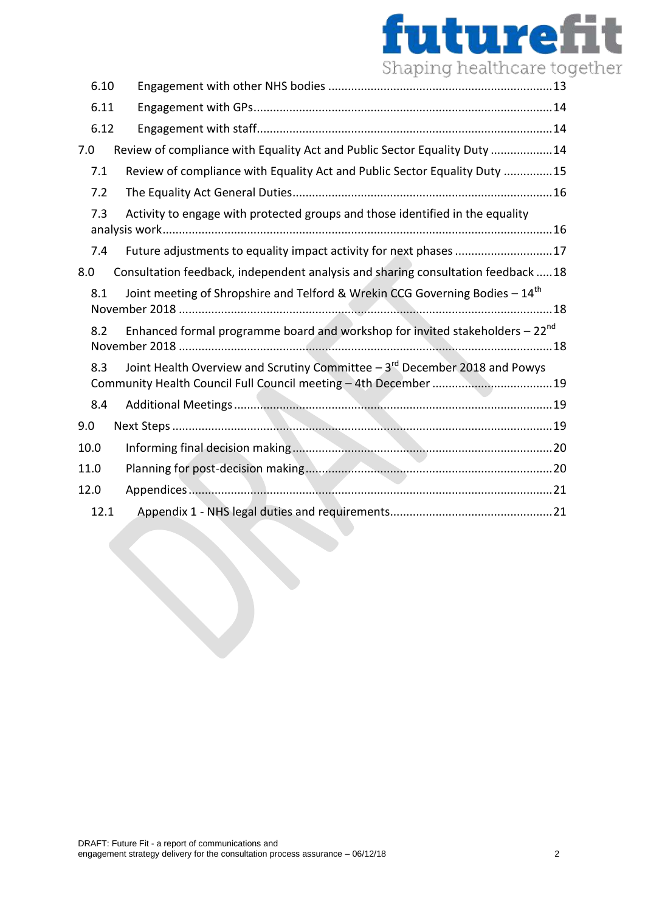6.10 Engagement with other NHS bodies .......................................................................13

6.11 Engagement with GPs..........................................................................................14

6.12 Engagement with staff.........................................................................................14

7.0 Review of compliance with Equality Act and Public Sector Equality Duty ...................14

7.1 Review of compliance with Equality Act and Public Sector Equality Duty ...............15

7.2 The Equality Act General Duties...............................................................................16

7.3 Activity to engage with protected groups and those identified in the equality analysis work.......................................................................................................................16

7.4 Future adjustments to equality impact activity for next phases ..............................17

8.0 Consultation feedback, independent analysis and sharing consultation feedback .....18

8.1 Joint meeting of Shropshire and Telford & Wrekin CCG Governing Bodies – 14th November 2018 ..................................................................................................................18

8.2 Enhanced formal programme board and workshop for invited stakeholders – 22nd November 2018 ..................................................................................................................18

8.3 Joint Health Overview and Scrutiny Committee – 3rd December 2018 and Powys Community Health Council Full Council meeting – 4th December .....................................19

8.4 Additional Meetings..................................................................................................19

9.0 Next Steps ....................................................................................................................19

10.0 Informing final decision making...............................................................................20

11.0 Planning for post-decision making...........................................................................20

12.0 Appendices...............................................................................................................21

12.1 Appendix 1 - NHS legal duties and requirements.................................................21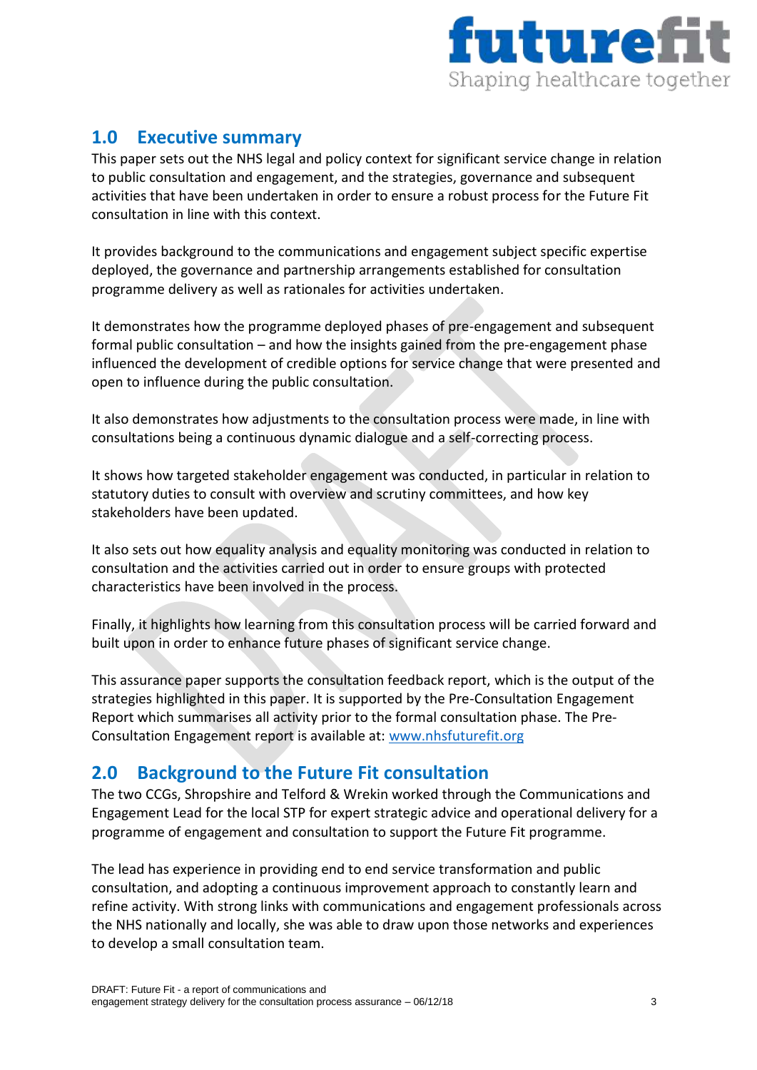## 1.0 Executive summary

This paper sets out the NHS legal and policy context for significant service change in relation to public consultation and engagement, and the strategies, governance and subsequent activities that have been undertaken in order to ensure a robust process for the Future Fit consultation in line with this context.

It provides background to the communications and engagement subject specific expertise deployed, the governance and partnership arrangements established for consultation programme delivery as well as rationales for activities undertaken.

It demonstrates how the programme deployed phases of pre-engagement and subsequent formal public consultation – and how the insights gained from the pre-engagement phase influenced the development of credible options for service change that were presented and open to influence during the public consultation.

It also demonstrates how adjustments to the consultation process were made, in line with consultations being a continuous dynamic dialogue and a self-correcting process.

It shows how targeted stakeholder engagement was conducted, in particular in relation to statutory duties to consult with overview and scrutiny committees, and how key stakeholders have been updated.

It also sets out how equality analysis and equality monitoring was conducted in relation to consultation and the activities carried out in order to ensure groups with protected characteristics have been involved in the process.

Finally, it highlights how learning from this consultation process will be carried forward and built upon in order to enhance future phases of significant service change.

This assurance paper supports the consultation feedback report, which is the output of the strategies highlighted in this paper. It is supported by the Pre-Consultation Engagement Report which summarises all activity prior to the formal consultation phase. The Pre-Consultation Engagement report is available at: [www.nhsfuturefit.org](www.nhsfuturefit.org)

## 2.0 Background to the Future Fit consultation

The two CCGs, Shropshire and Telford & Wrekin worked through the Communications and Engagement Lead for the local STP for expert strategic advice and operational delivery for a programme of engagement and consultation to support the Future Fit programme.

The lead has experience in providing end to end service transformation and public consultation, and adopting a continuous improvement approach to constantly learn and refine activity. With strong links with communications and engagement professionals across the NHS nationally and locally, she was able to draw upon those networks and experiences to develop a small consultation team.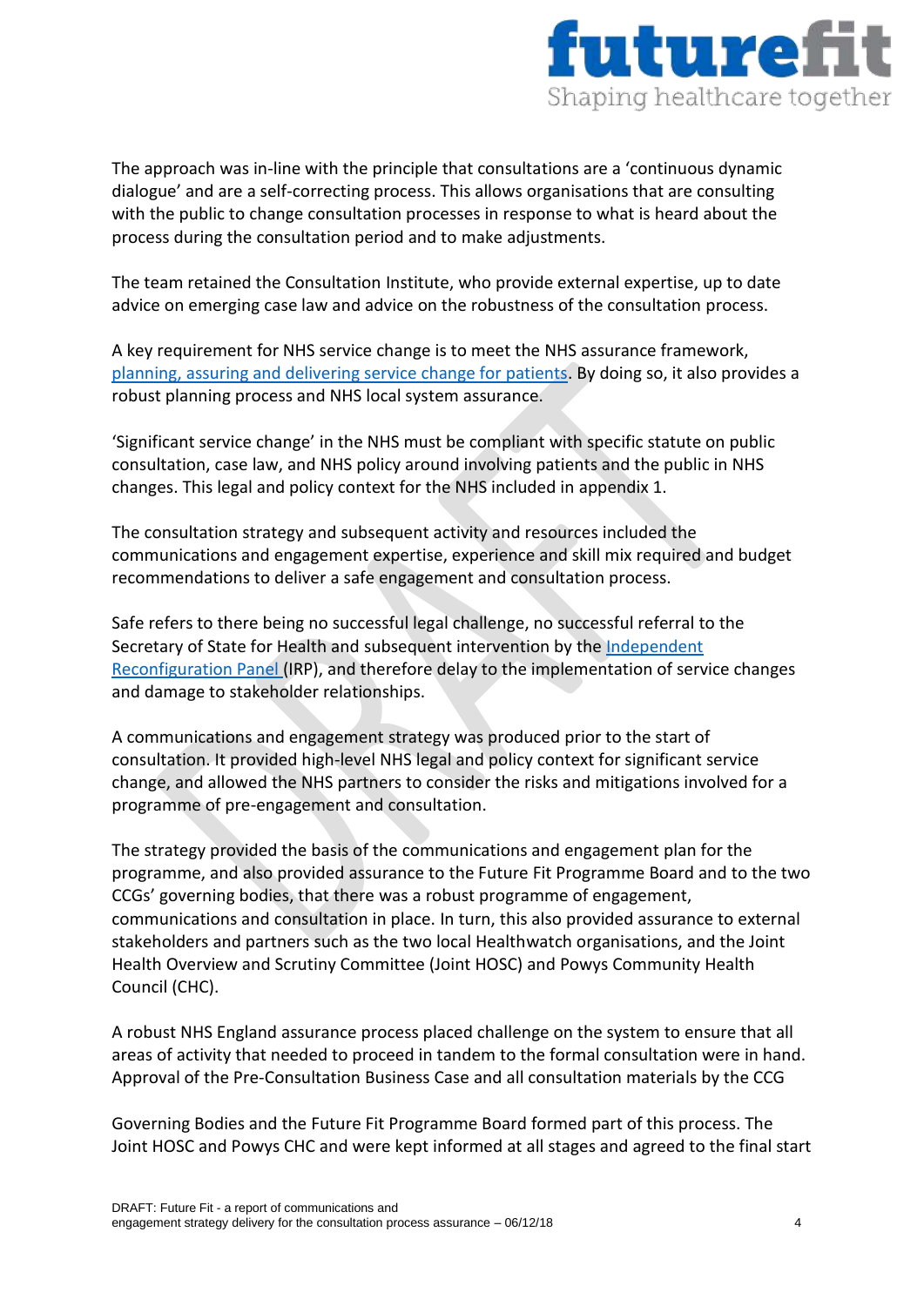The approach was in-line with the principle that consultations are a 'continuous dynamic dialogue' and are a self-correcting process. This allows organisations that are consulting with the public to change consultation processes in response to what is heard about the process during the consultation period and to make adjustments.

The team retained the Consultation Institute, who provide external expertise, up to date advice on emerging case law and advice on the robustness of the consultation process.

A key requirement for NHS service change is to meet the NHS assurance framework, [planning, assuring and delivering service change for patients](). By doing so, it also provides a robust planning process and NHS local system assurance.

'Significant service change' in the NHS must be compliant with specific statute on public consultation, case law, and NHS policy around involving patients and the public in NHS changes. This legal and policy context for the NHS included in appendix 1.

The consultation strategy and subsequent activity and resources included the communications and engagement expertise, experience and skill mix required and budget recommendations to deliver a safe engagement and consultation process.

Safe refers to there being no successful legal challenge, no successful referral to the Secretary of State for Health and subsequent intervention by the [Independent Reconfiguration Panel]() (IRP), and therefore delay to the implementation of service changes and damage to stakeholder relationships.

A communications and engagement strategy was produced prior to the start of consultation. It provided high-level NHS legal and policy context for significant service change, and allowed the NHS partners to consider the risks and mitigations involved for a programme of pre-engagement and consultation.

The strategy provided the basis of the communications and engagement plan for the programme, and also provided assurance to the Future Fit Programme Board and to the two CCGs' governing bodies, that there was a robust programme of engagement, communications and consultation in place. In turn, this also provided assurance to external stakeholders and partners such as the two local Healthwatch organisations, and the Joint Health Overview and Scrutiny Committee (Joint HOSC) and Powys Community Health Council (CHC).

A robust NHS England assurance process placed challenge on the system to ensure that all areas of activity that needed to proceed in tandem to the formal consultation were in hand. Approval of the Pre-Consultation Business Case and all consultation materials by the CCG

Governing Bodies and the Future Fit Programme Board formed part of this process. The Joint HOSC and Powys CHC and were kept informed at all stages and agreed to the final start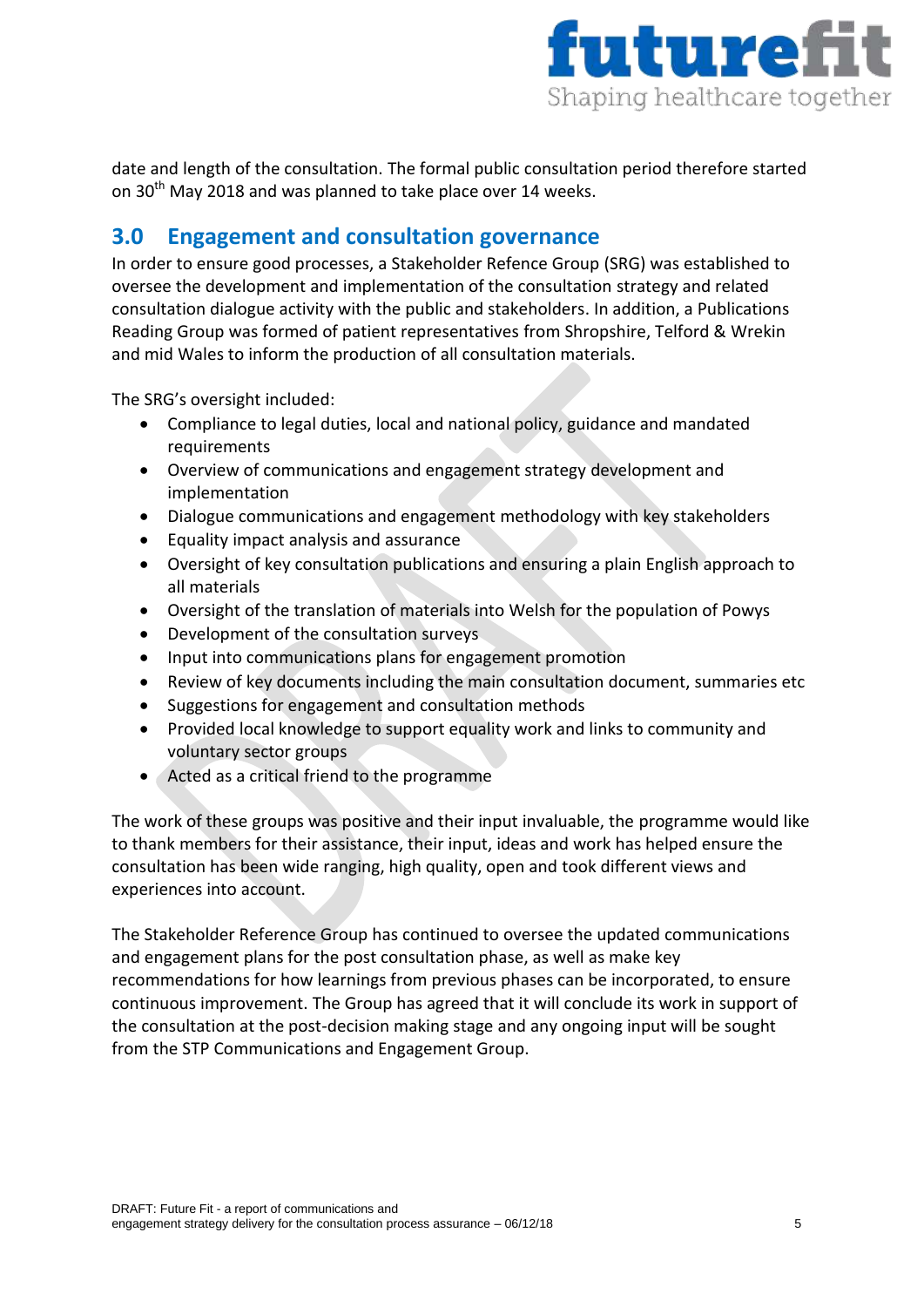date and length of the consultation. The formal public consultation period therefore started on 30th May 2018 and was planned to take place over 14 weeks.

## 3.0 Engagement and consultation governance

In order to ensure good processes, a Stakeholder Refence Group (SRG) was established to oversee the development and implementation of the consultation strategy and related consultation dialogue activity with the public and stakeholders. In addition, a Publications Reading Group was formed of patient representatives from Shropshire, Telford & Wrekin and mid Wales to inform the production of all consultation materials.

The SRG's oversight included:

- Compliance to legal duties, local and national policy, guidance and mandated requirements
- Overview of communications and engagement strategy development and implementation
- Dialogue communications and engagement methodology with key stakeholders
- Equality impact analysis and assurance
- Oversight of key consultation publications and ensuring a plain English approach to all materials
- Oversight of the translation of materials into Welsh for the population of Powys
- Development of the consultation surveys
- Input into communications plans for engagement promotion
- Review of key documents including the main consultation document, summaries etc
- Suggestions for engagement and consultation methods
- Provided local knowledge to support equality work and links to community and voluntary sector groups
- Acted as a critical friend to the programme

The work of these groups was positive and their input invaluable, the programme would like to thank members for their assistance, their input, ideas and work has helped ensure the consultation has been wide ranging, high quality, open and took different views and experiences into account.

The Stakeholder Reference Group has continued to oversee the updated communications and engagement plans for the post consultation phase, as well as make key recommendations for how learnings from previous phases can be incorporated, to ensure continuous improvement. The Group has agreed that it will conclude its work in support of the consultation at the post-decision making stage and any ongoing input will be sought from the STP Communications and Engagement Group.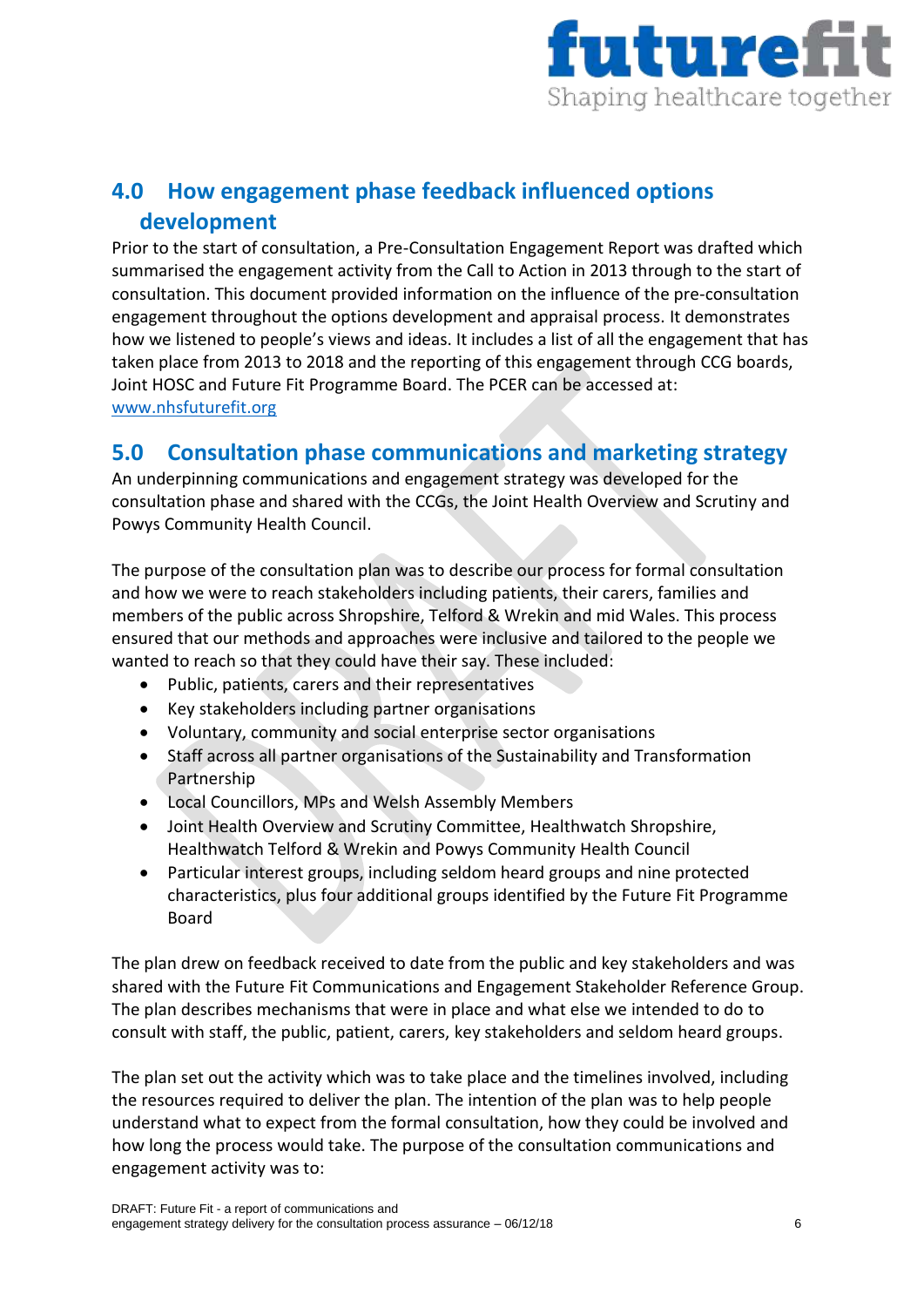## 4.0 How engagement phase feedback influenced options development

Prior to the start of consultation, a Pre-Consultation Engagement Report was drafted which summarised the engagement activity from the Call to Action in 2013 through to the start of consultation. This document provided information on the influence of the pre-consultation engagement throughout the options development and appraisal process. It demonstrates how we listened to people's views and ideas. It includes a list of all the engagement that has taken place from 2013 to 2018 and the reporting of this engagement through CCG boards, Joint HOSC and Future Fit Programme Board. The PCER can be accessed at: www.nhsfuturefit.org

## 5.0 Consultation phase communications and marketing strategy

An underpinning communications and engagement strategy was developed for the consultation phase and shared with the CCGs, the Joint Health Overview and Scrutiny and Powys Community Health Council.

The purpose of the consultation plan was to describe our process for formal consultation and how we were to reach stakeholders including patients, their carers, families and members of the public across Shropshire, Telford & Wrekin and mid Wales. This process ensured that our methods and approaches were inclusive and tailored to the people we wanted to reach so that they could have their say. These included:

- Public, patients, carers and their representatives
- Key stakeholders including partner organisations
- Voluntary, community and social enterprise sector organisations
- Staff across all partner organisations of the Sustainability and Transformation Partnership
- Local Councillors, MPs and Welsh Assembly Members
- Joint Health Overview and Scrutiny Committee, Healthwatch Shropshire, Healthwatch Telford & Wrekin and Powys Community Health Council
- Particular interest groups, including seldom heard groups and nine protected characteristics, plus four additional groups identified by the Future Fit Programme Board

The plan drew on feedback received to date from the public and key stakeholders and was shared with the Future Fit Communications and Engagement Stakeholder Reference Group. The plan describes mechanisms that were in place and what else we intended to do to consult with staff, the public, patient, carers, key stakeholders and seldom heard groups.

The plan set out the activity which was to take place and the timelines involved, including the resources required to deliver the plan. The intention of the plan was to help people understand what to expect from the formal consultation, how they could be involved and how long the process would take. The purpose of the consultation communications and engagement activity was to: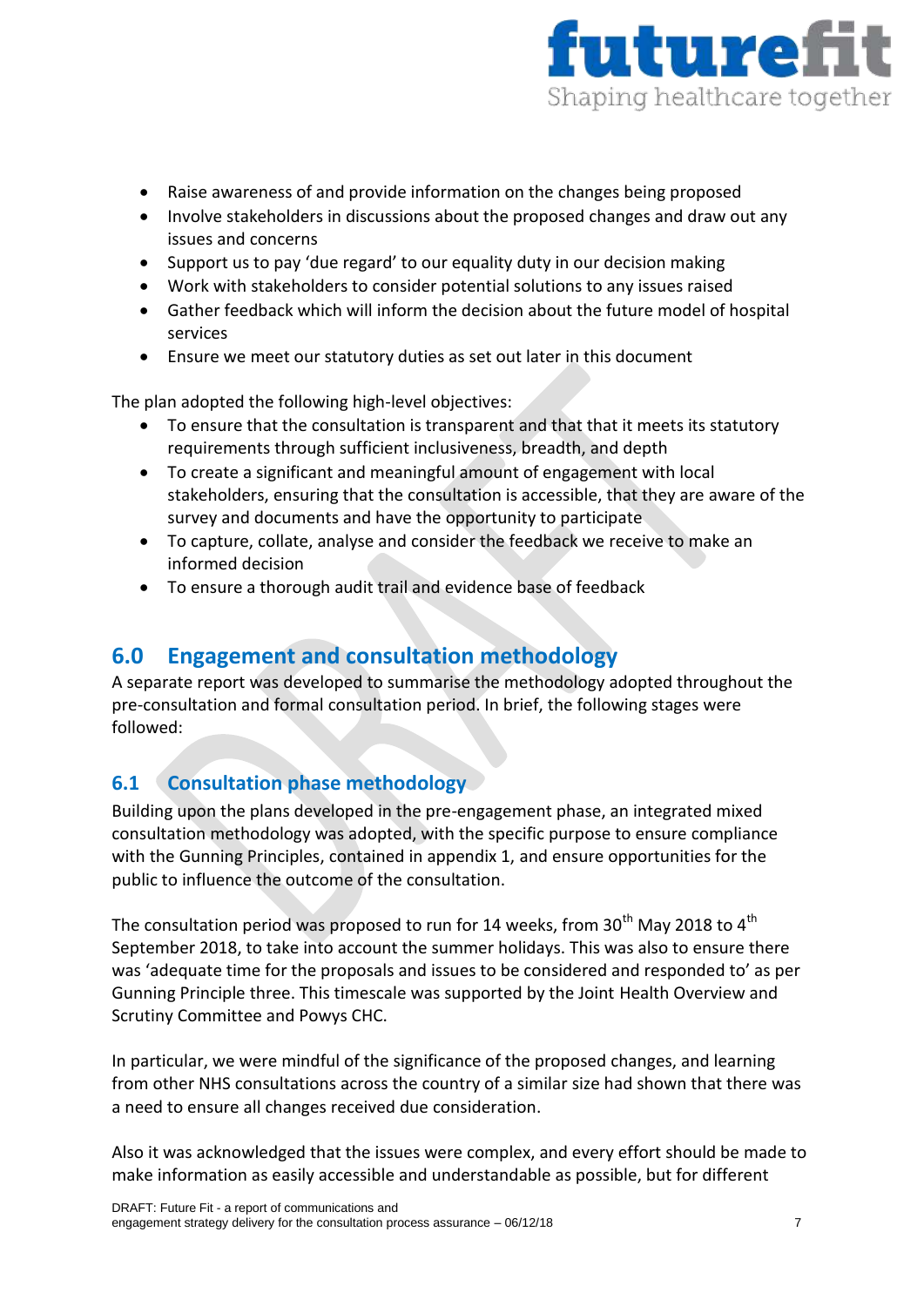- Raise awareness of and provide information on the changes being proposed
- Involve stakeholders in discussions about the proposed changes and draw out any issues and concerns
- Support us to pay 'due regard' to our equality duty in our decision making
- Work with stakeholders to consider potential solutions to any issues raised
- Gather feedback which will inform the decision about the future model of hospital services
- Ensure we meet our statutory duties as set out later in this document

The plan adopted the following high-level objectives:

- To ensure that the consultation is transparent and that that it meets its statutory requirements through sufficient inclusiveness, breadth, and depth
- To create a significant and meaningful amount of engagement with local stakeholders, ensuring that the consultation is accessible, that they are aware of the survey and documents and have the opportunity to participate
- To capture, collate, analyse and consider the feedback we receive to make an informed decision
- To ensure a thorough audit trail and evidence base of feedback

## 6.0 Engagement and consultation methodology

A separate report was developed to summarise the methodology adopted throughout the pre-consultation and formal consultation period. In brief, the following stages were followed:

### 6.1 Consultation phase methodology

Building upon the plans developed in the pre-engagement phase, an integrated mixed consultation methodology was adopted, with the specific purpose to ensure compliance with the Gunning Principles, contained in appendix 1, and ensure opportunities for the public to influence the outcome of the consultation.

The consultation period was proposed to run for 14 weeks, from 30th May 2018 to 4th September 2018, to take into account the summer holidays. This was also to ensure there was 'adequate time for the proposals and issues to be considered and responded to' as per Gunning Principle three. This timescale was supported by the Joint Health Overview and Scrutiny Committee and Powys CHC.

In particular, we were mindful of the significance of the proposed changes, and learning from other NHS consultations across the country of a similar size had shown that there was a need to ensure all changes received due consideration.

Also it was acknowledged that the issues were complex, and every effort should be made to make information as easily accessible and understandable as possible, but for different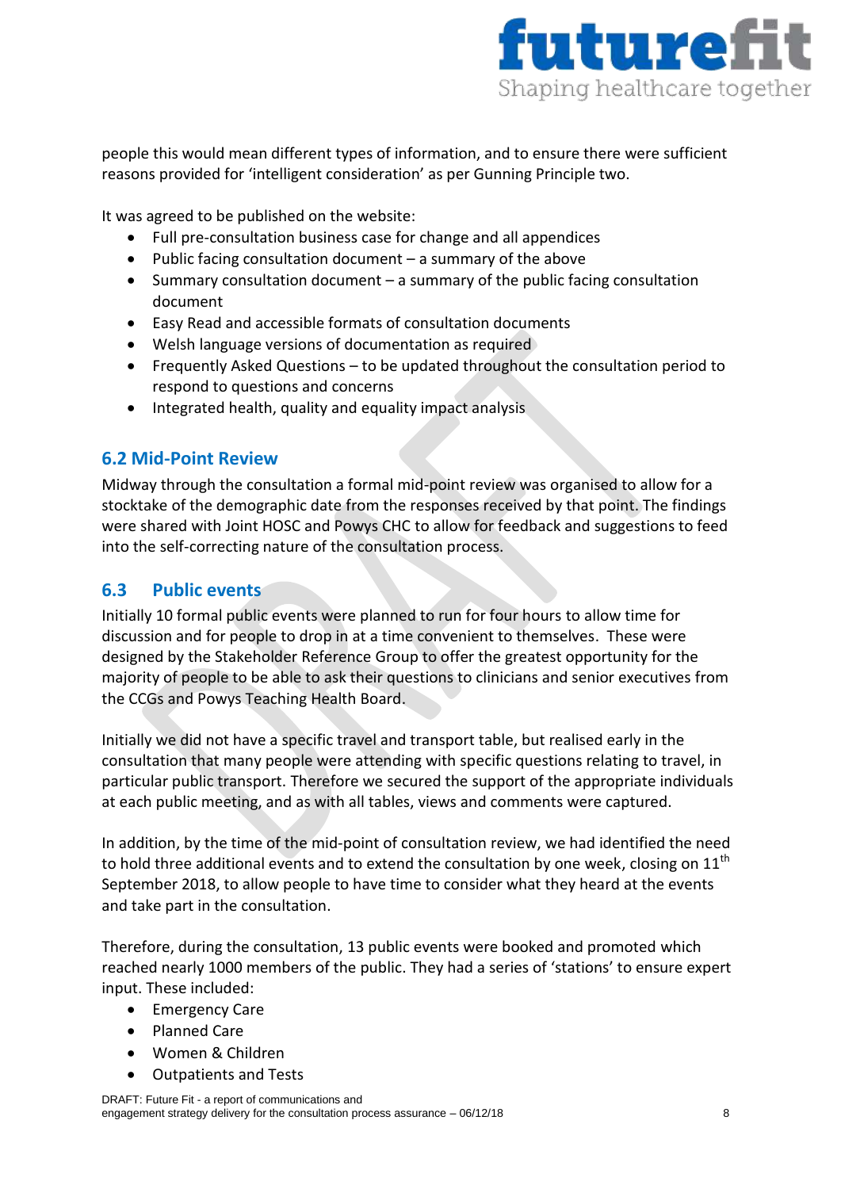people this would mean different types of information, and to ensure there were sufficient reasons provided for 'intelligent consideration' as per Gunning Principle two.

It was agreed to be published on the website:

- Full pre-consultation business case for change and all appendices
- Public facing consultation document – a summary of the above
- Summary consultation document – a summary of the public facing consultation document
- Easy Read and accessible formats of consultation documents
- Welsh language versions of documentation as required
- Frequently Asked Questions – to be updated throughout the consultation period to respond to questions and concerns
- Integrated health, quality and equality impact analysis

## 6.2 Mid-Point Review

Midway through the consultation a formal mid-point review was organised to allow for a stocktake of the demographic date from the responses received by that point. The findings were shared with Joint HOSC and Powys CHC to allow for feedback and suggestions to feed into the self-correcting nature of the consultation process.

## 6.3 Public events

Initially 10 formal public events were planned to run for four hours to allow time for discussion and for people to drop in at a time convenient to themselves. These were designed by the Stakeholder Reference Group to offer the greatest opportunity for the majority of people to be able to ask their questions to clinicians and senior executives from the CCGs and Powys Teaching Health Board.

Initially we did not have a specific travel and transport table, but realised early in the consultation that many people were attending with specific questions relating to travel, in particular public transport. Therefore we secured the support of the appropriate individuals at each public meeting, and as with all tables, views and comments were captured.

In addition, by the time of the mid-point of consultation review, we had identified the need to hold three additional events and to extend the consultation by one week, closing on 11th September 2018, to allow people to have time to consider what they heard at the events and take part in the consultation.

Therefore, during the consultation, 13 public events were booked and promoted which reached nearly 1000 members of the public. They had a series of 'stations' to ensure expert input. These included:

- Emergency Care
- Planned Care
- Women & Children
- Outpatients and Tests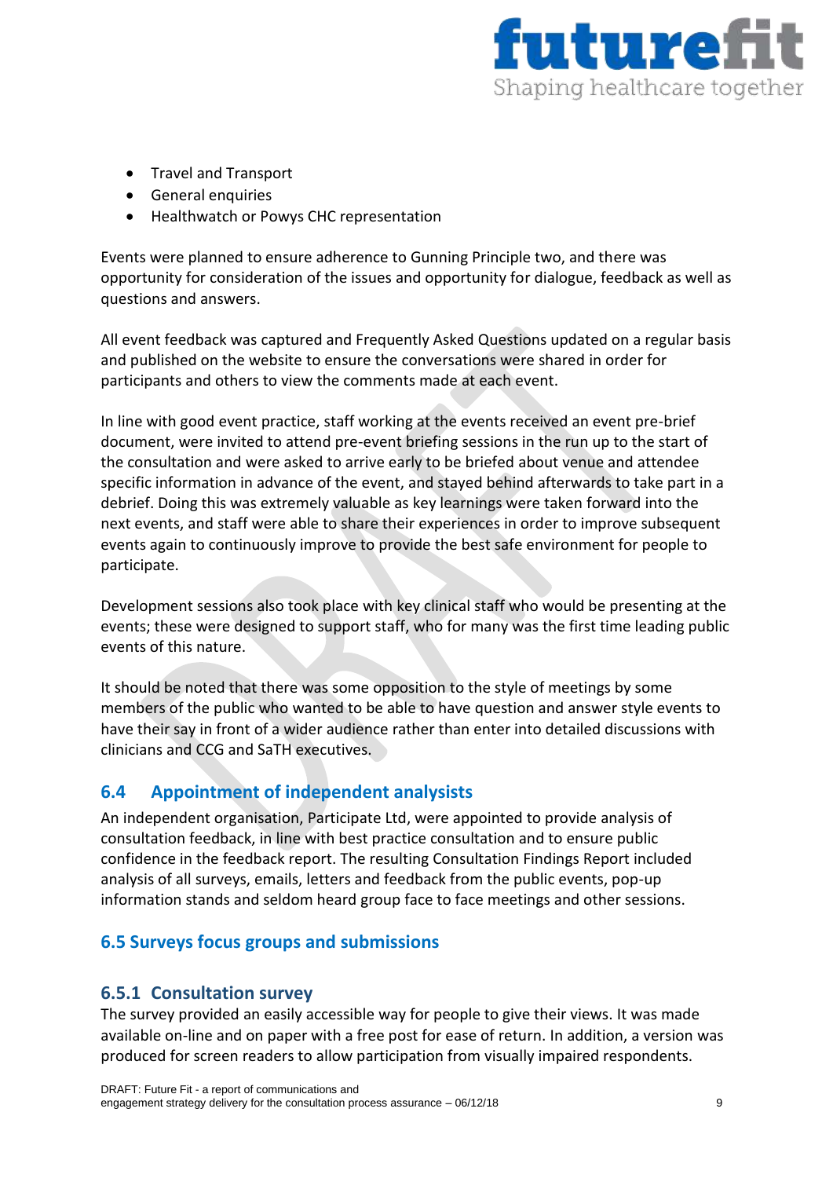- Travel and Transport
- General enquiries
- Healthwatch or Powys CHC representation

Events were planned to ensure adherence to Gunning Principle two, and there was opportunity for consideration of the issues and opportunity for dialogue, feedback as well as questions and answers.

All event feedback was captured and Frequently Asked Questions updated on a regular basis and published on the website to ensure the conversations were shared in order for participants and others to view the comments made at each event.

In line with good event practice, staff working at the events received an event pre-brief document, were invited to attend pre-event briefing sessions in the run up to the start of the consultation and were asked to arrive early to be briefed about venue and attendee specific information in advance of the event, and stayed behind afterwards to take part in a debrief. Doing this was extremely valuable as key learnings were taken forward into the next events, and staff were able to share their experiences in order to improve subsequent events again to continuously improve to provide the best safe environment for people to participate.

Development sessions also took place with key clinical staff who would be presenting at the events; these were designed to support staff, who for many was the first time leading public events of this nature.

It should be noted that there was some opposition to the style of meetings by some members of the public who wanted to be able to have question and answer style events to have their say in front of a wider audience rather than enter into detailed discussions with clinicians and CCG and SaTH executives.

## 6.4 Appointment of independent analysists

An independent organisation, Participate Ltd, were appointed to provide analysis of consultation feedback, in line with best practice consultation and to ensure public confidence in the feedback report. The resulting Consultation Findings Report included analysis of all surveys, emails, letters and feedback from the public events, pop-up information stands and seldom heard group face to face meetings and other sessions.

## 6.5 Surveys focus groups and submissions

### 6.5.1 Consultation survey

The survey provided an easily accessible way for people to give their views. It was made available on-line and on paper with a free post for ease of return. In addition, a version was produced for screen readers to allow participation from visually impaired respondents.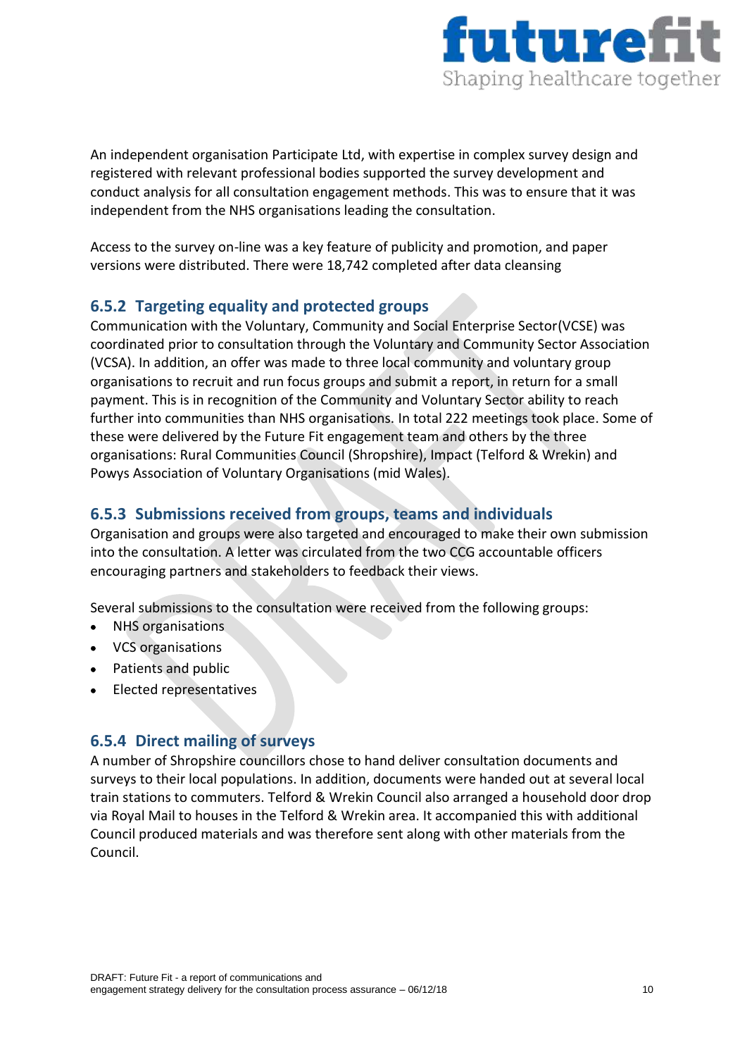An independent organisation Participate Ltd, with expertise in complex survey design and registered with relevant professional bodies supported the survey development and conduct analysis for all consultation engagement methods. This was to ensure that it was independent from the NHS organisations leading the consultation.

Access to the survey on-line was a key feature of publicity and promotion, and paper versions were distributed. There were 18,742 completed after data cleansing

### 6.5.2 Targeting equality and protected groups

Communication with the Voluntary, Community and Social Enterprise Sector(VCSE) was coordinated prior to consultation through the Voluntary and Community Sector Association (VCSA). In addition, an offer was made to three local community and voluntary group organisations to recruit and run focus groups and submit a report, in return for a small payment. This is in recognition of the Community and Voluntary Sector ability to reach further into communities than NHS organisations. In total 222 meetings took place. Some of these were delivered by the Future Fit engagement team and others by the three organisations: Rural Communities Council (Shropshire), Impact (Telford & Wrekin) and Powys Association of Voluntary Organisations (mid Wales).

### 6.5.3 Submissions received from groups, teams and individuals

Organisation and groups were also targeted and encouraged to make their own submission into the consultation. A letter was circulated from the two CCG accountable officers encouraging partners and stakeholders to feedback their views.

Several submissions to the consultation were received from the following groups:

- NHS organisations
- VCS organisations
- Patients and public
- Elected representatives

### 6.5.4 Direct mailing of surveys

A number of Shropshire councillors chose to hand deliver consultation documents and surveys to their local populations. In addition, documents were handed out at several local train stations to commuters. Telford & Wrekin Council also arranged a household door drop via Royal Mail to houses in the Telford & Wrekin area. It accompanied this with additional Council produced materials and was therefore sent along with other materials from the Council.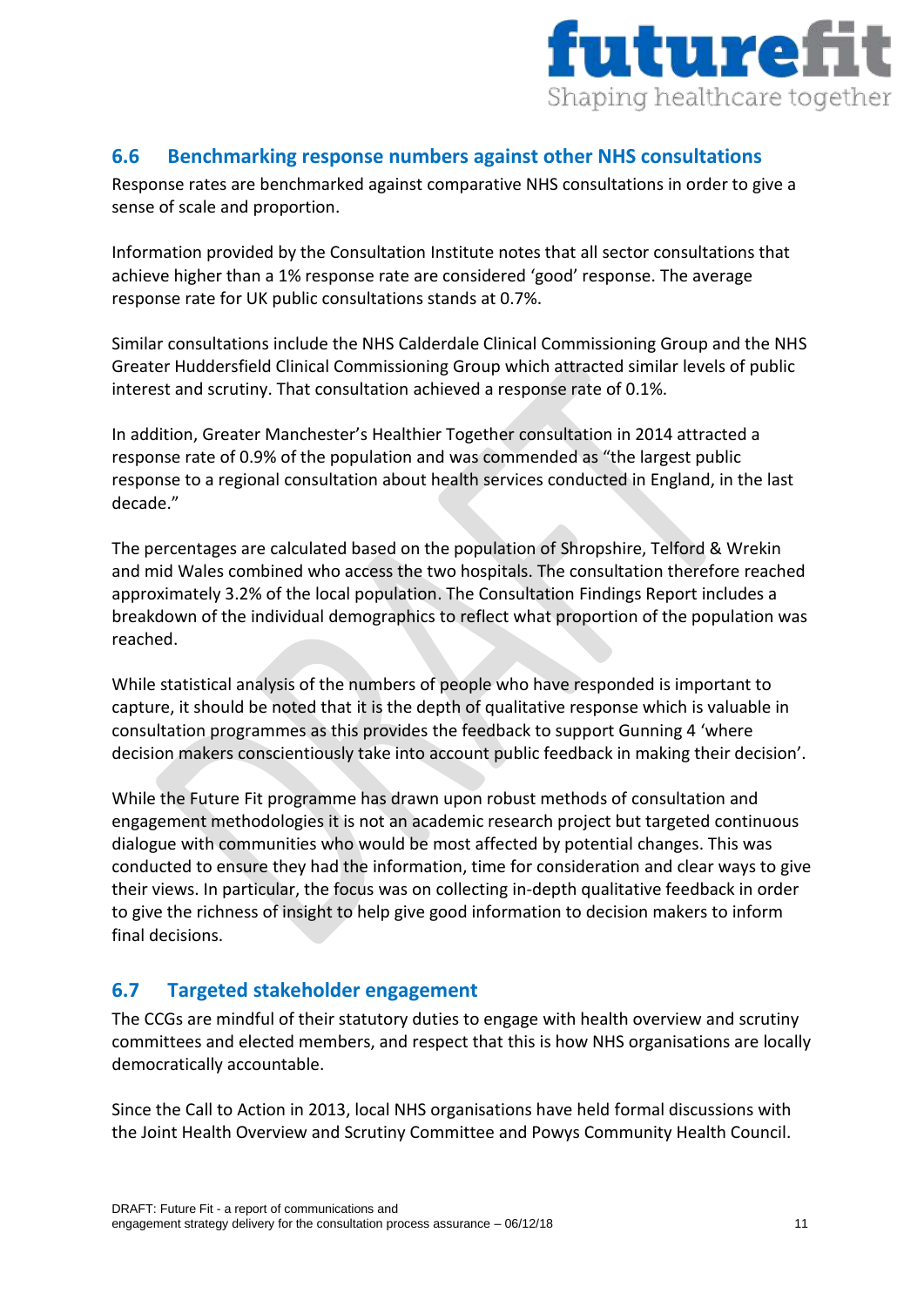## 6.6 Benchmarking response numbers against other NHS consultations

Response rates are benchmarked against comparative NHS consultations in order to give a sense of scale and proportion.

Information provided by the Consultation Institute notes that all sector consultations that achieve higher than a 1% response rate are considered 'good' response. The average response rate for UK public consultations stands at 0.7%.

Similar consultations include the NHS Calderdale Clinical Commissioning Group and the NHS Greater Huddersfield Clinical Commissioning Group which attracted similar levels of public interest and scrutiny. That consultation achieved a response rate of 0.1%.

In addition, Greater Manchester's Healthier Together consultation in 2014 attracted a response rate of 0.9% of the population and was commended as "the largest public response to a regional consultation about health services conducted in England, in the last decade."

The percentages are calculated based on the population of Shropshire, Telford & Wrekin and mid Wales combined who access the two hospitals. The consultation therefore reached approximately 3.2% of the local population. The Consultation Findings Report includes a breakdown of the individual demographics to reflect what proportion of the population was reached.

While statistical analysis of the numbers of people who have responded is important to capture, it should be noted that it is the depth of qualitative response which is valuable in consultation programmes as this provides the feedback to support Gunning 4 'where decision makers conscientiously take into account public feedback in making their decision'.

While the Future Fit programme has drawn upon robust methods of consultation and engagement methodologies it is not an academic research project but targeted continuous dialogue with communities who would be most affected by potential changes. This was conducted to ensure they had the information, time for consideration and clear ways to give their views. In particular, the focus was on collecting in-depth qualitative feedback in order to give the richness of insight to help give good information to decision makers to inform final decisions.

## 6.7 Targeted stakeholder engagement

The CCGs are mindful of their statutory duties to engage with health overview and scrutiny committees and elected members, and respect that this is how NHS organisations are locally democratically accountable.

Since the Call to Action in 2013, local NHS organisations have held formal discussions with the Joint Health Overview and Scrutiny Committee and Powys Community Health Council.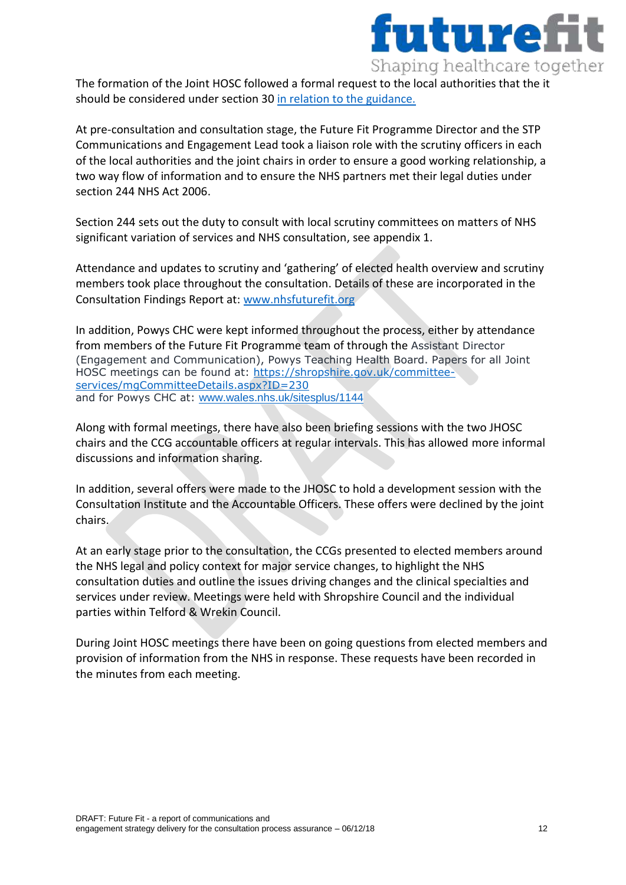The formation of the Joint HOSC followed a formal request to the local authorities that the it should be considered under section 30 [in relation to the guidance.]

At pre-consultation and consultation stage, the Future Fit Programme Director and the STP Communications and Engagement Lead took a liaison role with the scrutiny officers in each of the local authorities and the joint chairs in order to ensure a good working relationship, a two way flow of information and to ensure the NHS partners met their legal duties under section 244 NHS Act 2006.

Section 244 sets out the duty to consult with local scrutiny committees on matters of NHS significant variation of services and NHS consultation, see appendix 1.

Attendance and updates to scrutiny and 'gathering' of elected health overview and scrutiny members took place throughout the consultation. Details of these are incorporated in the Consultation Findings Report at: www.nhsfuturefit.org

In addition, Powys CHC were kept informed throughout the process, either by attendance from members of the Future Fit Programme team of through the Assistant Director (Engagement and Communication), Powys Teaching Health Board. Papers for all Joint HOSC meetings can be found at: https://shropshire.gov.uk/committee-services/mgCommitteeDetails.aspx?ID=230
and for Powys CHC at: www.wales.nhs.uk/sitesplus/1144

Along with formal meetings, there have also been briefing sessions with the two JHOSC chairs and the CCG accountable officers at regular intervals. This has allowed more informal discussions and information sharing.

In addition, several offers were made to the JHOSC to hold a development session with the Consultation Institute and the Accountable Officers. These offers were declined by the joint chairs.

At an early stage prior to the consultation, the CCGs presented to elected members around the NHS legal and policy context for major service changes, to highlight the NHS consultation duties and outline the issues driving changes and the clinical specialties and services under review. Meetings were held with Shropshire Council and the individual parties within Telford & Wrekin Council.

During Joint HOSC meetings there have been on going questions from elected members and provision of information from the NHS in response. These requests have been recorded in the minutes from each meeting.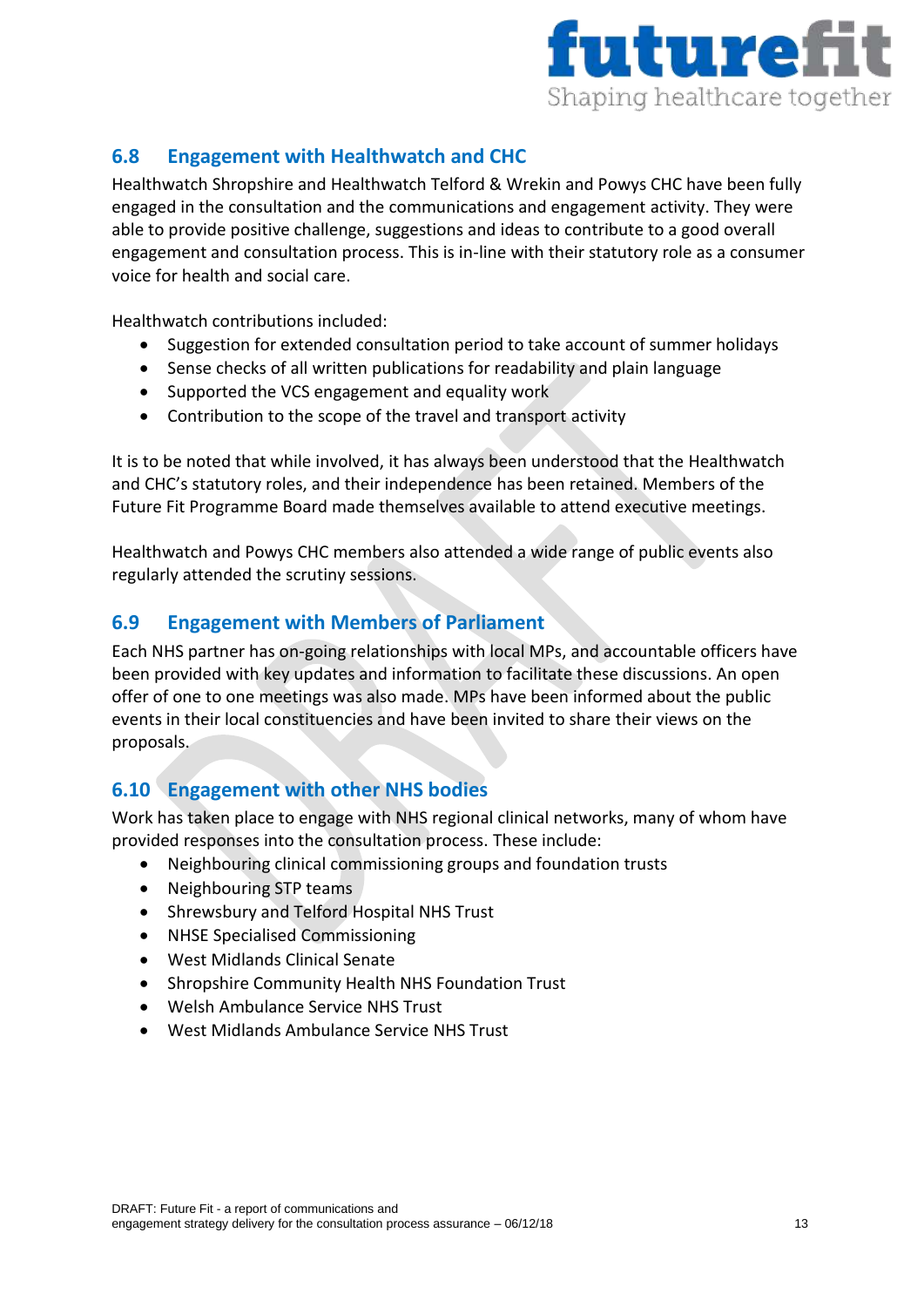## 6.8 Engagement with Healthwatch and CHC

Healthwatch Shropshire and Healthwatch Telford & Wrekin and Powys CHC have been fully engaged in the consultation and the communications and engagement activity. They were able to provide positive challenge, suggestions and ideas to contribute to a good overall engagement and consultation process. This is in-line with their statutory role as a consumer voice for health and social care.

Healthwatch contributions included:

- Suggestion for extended consultation period to take account of summer holidays
- Sense checks of all written publications for readability and plain language
- Supported the VCS engagement and equality work
- Contribution to the scope of the travel and transport activity

It is to be noted that while involved, it has always been understood that the Healthwatch and CHC's statutory roles, and their independence has been retained. Members of the Future Fit Programme Board made themselves available to attend executive meetings.

Healthwatch and Powys CHC members also attended a wide range of public events also regularly attended the scrutiny sessions.

## 6.9 Engagement with Members of Parliament

Each NHS partner has on-going relationships with local MPs, and accountable officers have been provided with key updates and information to facilitate these discussions. An open offer of one to one meetings was also made. MPs have been informed about the public events in their local constituencies and have been invited to share their views on the proposals.

## 6.10 Engagement with other NHS bodies

Work has taken place to engage with NHS regional clinical networks, many of whom have provided responses into the consultation process. These include:

- Neighbouring clinical commissioning groups and foundation trusts
- Neighbouring STP teams
- Shrewsbury and Telford Hospital NHS Trust
- NHSE Specialised Commissioning
- West Midlands Clinical Senate
- Shropshire Community Health NHS Foundation Trust
- Welsh Ambulance Service NHS Trust
- West Midlands Ambulance Service NHS Trust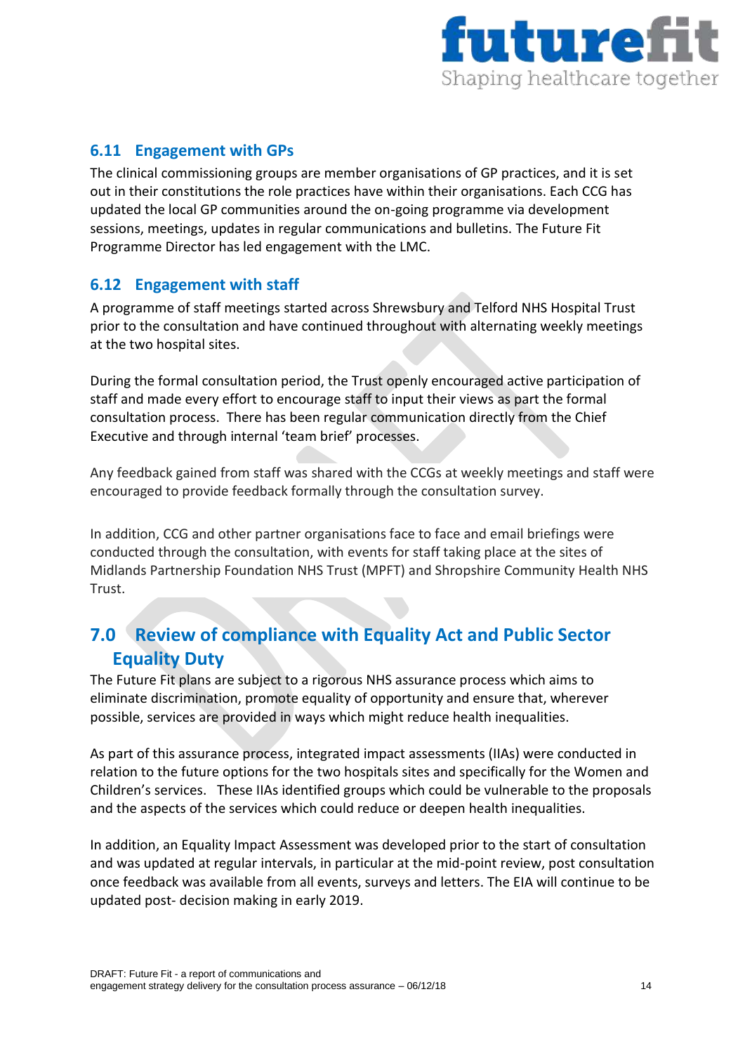### 6.11 Engagement with GPs

The clinical commissioning groups are member organisations of GP practices, and it is set out in their constitutions the role practices have within their organisations. Each CCG has updated the local GP communities around the on-going programme via development sessions, meetings, updates in regular communications and bulletins. The Future Fit Programme Director has led engagement with the LMC.

### 6.12 Engagement with staff

A programme of staff meetings started across Shrewsbury and Telford NHS Hospital Trust prior to the consultation and have continued throughout with alternating weekly meetings at the two hospital sites.

During the formal consultation period, the Trust openly encouraged active participation of staff and made every effort to encourage staff to input their views as part the formal consultation process. There has been regular communication directly from the Chief Executive and through internal 'team brief' processes.

Any feedback gained from staff was shared with the CCGs at weekly meetings and staff were encouraged to provide feedback formally through the consultation survey.

In addition, CCG and other partner organisations face to face and email briefings were conducted through the consultation, with events for staff taking place at the sites of Midlands Partnership Foundation NHS Trust (MPFT) and Shropshire Community Health NHS Trust.

## 7.0 Review of compliance with Equality Act and Public Sector Equality Duty

The Future Fit plans are subject to a rigorous NHS assurance process which aims to eliminate discrimination, promote equality of opportunity and ensure that, wherever possible, services are provided in ways which might reduce health inequalities.

As part of this assurance process, integrated impact assessments (IIAs) were conducted in relation to the future options for the two hospitals sites and specifically for the Women and Children's services. These IIAs identified groups which could be vulnerable to the proposals and the aspects of the services which could reduce or deepen health inequalities.

In addition, an Equality Impact Assessment was developed prior to the start of consultation and was updated at regular intervals, in particular at the mid-point review, post consultation once feedback was available from all events, surveys and letters. The EIA will continue to be updated post- decision making in early 2019.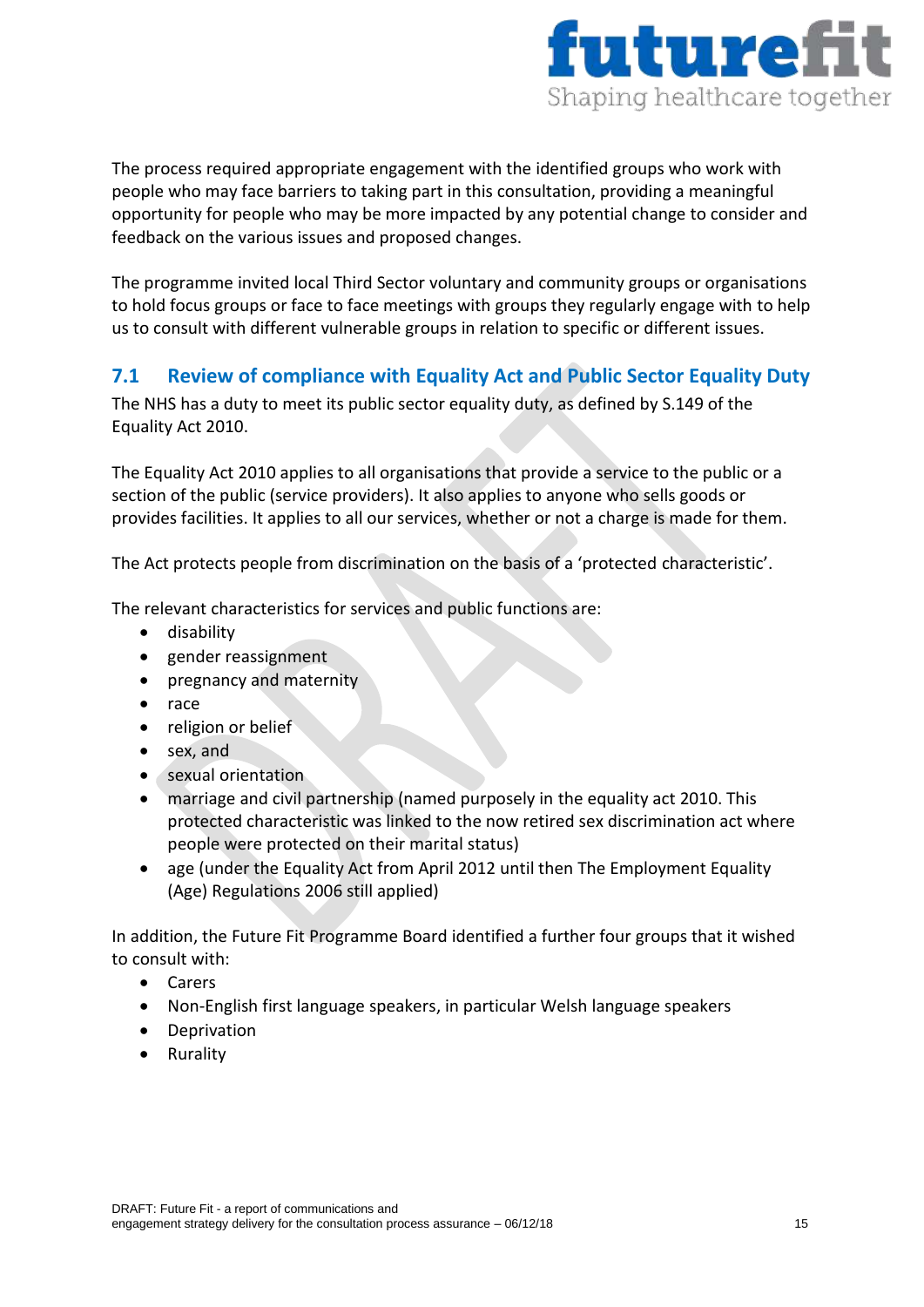The process required appropriate engagement with the identified groups who work with people who may face barriers to taking part in this consultation, providing a meaningful opportunity for people who may be more impacted by any potential change to consider and feedback on the various issues and proposed changes.

The programme invited local Third Sector voluntary and community groups or organisations to hold focus groups or face to face meetings with groups they regularly engage with to help us to consult with different vulnerable groups in relation to specific or different issues.

## 7.1 Review of compliance with Equality Act and Public Sector Equality Duty

The NHS has a duty to meet its public sector equality duty, as defined by S.149 of the Equality Act 2010.

The Equality Act 2010 applies to all organisations that provide a service to the public or a section of the public (service providers). It also applies to anyone who sells goods or provides facilities. It applies to all our services, whether or not a charge is made for them.

The Act protects people from discrimination on the basis of a 'protected characteristic'.

The relevant characteristics for services and public functions are:

- disability
- gender reassignment
- pregnancy and maternity
- race
- religion or belief
- sex, and
- sexual orientation
- marriage and civil partnership (named purposely in the equality act 2010. This protected characteristic was linked to the now retired sex discrimination act where people were protected on their marital status)
- age (under the Equality Act from April 2012 until then The Employment Equality (Age) Regulations 2006 still applied)

In addition, the Future Fit Programme Board identified a further four groups that it wished to consult with:

- Carers
- Non-English first language speakers, in particular Welsh language speakers
- Deprivation
- Rurality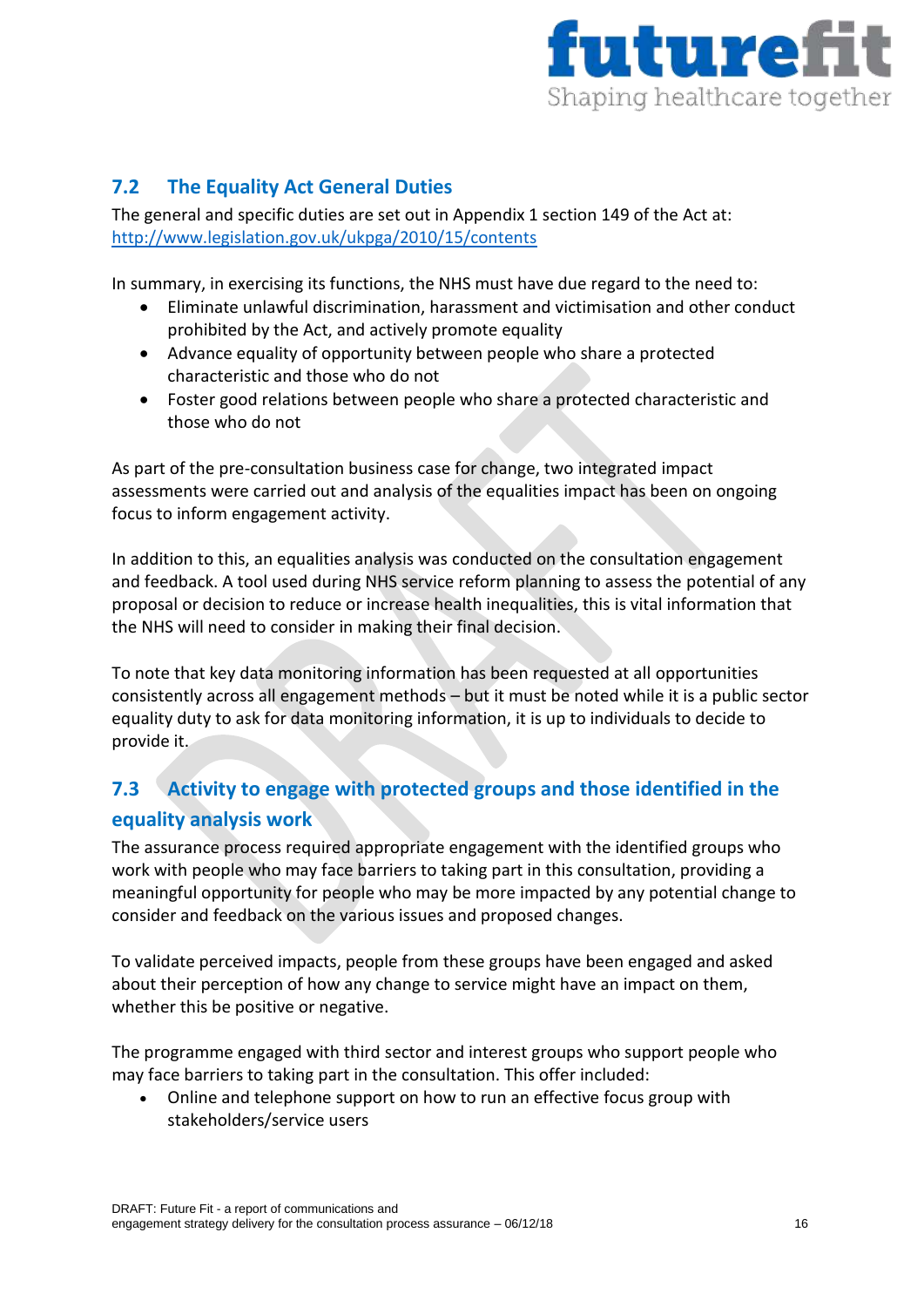## 7.2 The Equality Act General Duties

The general and specific duties are set out in Appendix 1 section 149 of the Act at: http://www.legislation.gov.uk/ukpga/2010/15/contents

In summary, in exercising its functions, the NHS must have due regard to the need to:

- Eliminate unlawful discrimination, harassment and victimisation and other conduct prohibited by the Act, and actively promote equality
- Advance equality of opportunity between people who share a protected characteristic and those who do not
- Foster good relations between people who share a protected characteristic and those who do not

As part of the pre-consultation business case for change, two integrated impact assessments were carried out and analysis of the equalities impact has been on ongoing focus to inform engagement activity.

In addition to this, an equalities analysis was conducted on the consultation engagement and feedback. A tool used during NHS service reform planning to assess the potential of any proposal or decision to reduce or increase health inequalities, this is vital information that the NHS will need to consider in making their final decision.

To note that key data monitoring information has been requested at all opportunities consistently across all engagement methods – but it must be noted while it is a public sector equality duty to ask for data monitoring information, it is up to individuals to decide to provide it.

## 7.3 Activity to engage with protected groups and those identified in the equality analysis work

The assurance process required appropriate engagement with the identified groups who work with people who may face barriers to taking part in this consultation, providing a meaningful opportunity for people who may be more impacted by any potential change to consider and feedback on the various issues and proposed changes.

To validate perceived impacts, people from these groups have been engaged and asked about their perception of how any change to service might have an impact on them, whether this be positive or negative.

The programme engaged with third sector and interest groups who support people who may face barriers to taking part in the consultation. This offer included:

- Online and telephone support on how to run an effective focus group with stakeholders/service users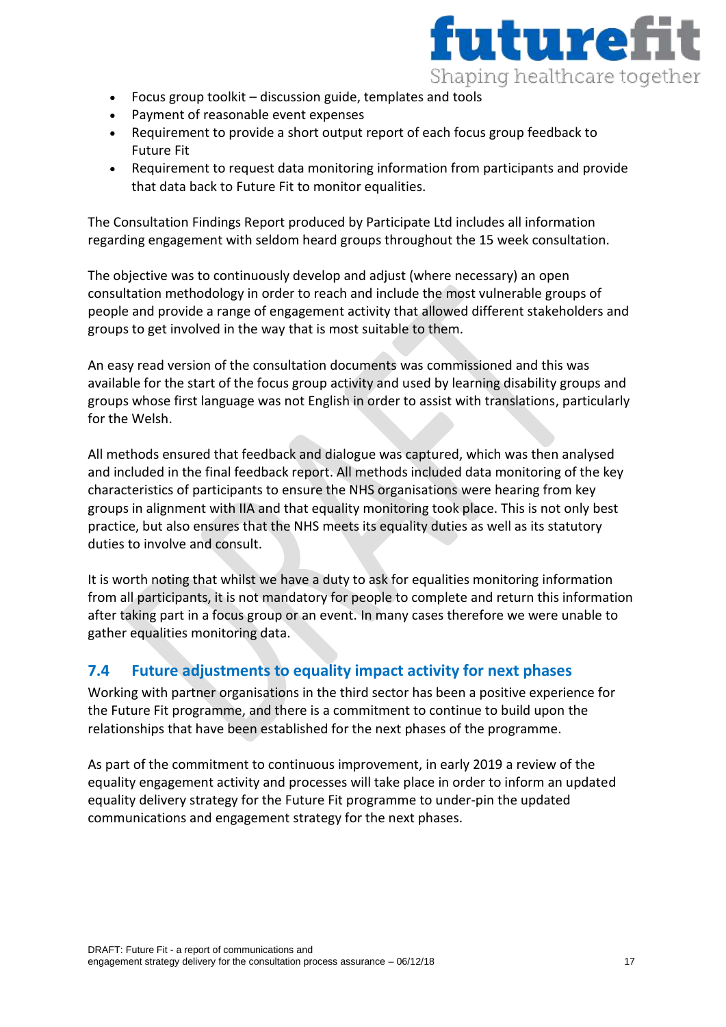- Focus group toolkit – discussion guide, templates and tools
- Payment of reasonable event expenses
- Requirement to provide a short output report of each focus group feedback to Future Fit
- Requirement to request data monitoring information from participants and provide that data back to Future Fit to monitor equalities.

The Consultation Findings Report produced by Participate Ltd includes all information regarding engagement with seldom heard groups throughout the 15 week consultation.

The objective was to continuously develop and adjust (where necessary) an open consultation methodology in order to reach and include the most vulnerable groups of people and provide a range of engagement activity that allowed different stakeholders and groups to get involved in the way that is most suitable to them.

An easy read version of the consultation documents was commissioned and this was available for the start of the focus group activity and used by learning disability groups and groups whose first language was not English in order to assist with translations, particularly for the Welsh.

All methods ensured that feedback and dialogue was captured, which was then analysed and included in the final feedback report. All methods included data monitoring of the key characteristics of participants to ensure the NHS organisations were hearing from key groups in alignment with IIA and that equality monitoring took place. This is not only best practice, but also ensures that the NHS meets its equality duties as well as its statutory duties to involve and consult.

It is worth noting that whilst we have a duty to ask for equalities monitoring information from all participants, it is not mandatory for people to complete and return this information after taking part in a focus group or an event. In many cases therefore we were unable to gather equalities monitoring data.

## 7.4 Future adjustments to equality impact activity for next phases

Working with partner organisations in the third sector has been a positive experience for the Future Fit programme, and there is a commitment to continue to build upon the relationships that have been established for the next phases of the programme.

As part of the commitment to continuous improvement, in early 2019 a review of the equality engagement activity and processes will take place in order to inform an updated equality delivery strategy for the Future Fit programme to under-pin the updated communications and engagement strategy for the next phases.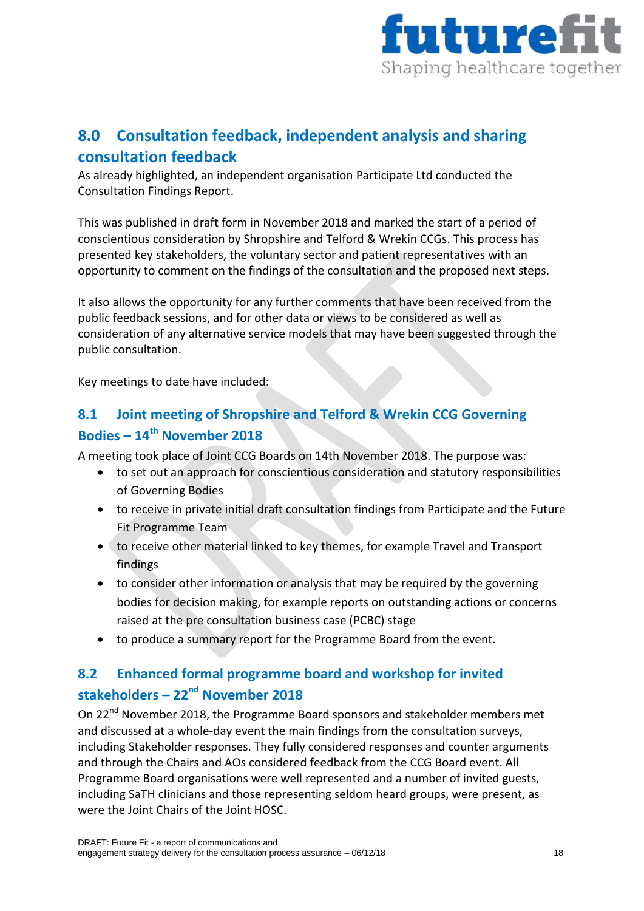## 8.0 Consultation feedback, independent analysis and sharing consultation feedback

As already highlighted, an independent organisation Participate Ltd conducted the Consultation Findings Report.

This was published in draft form in November 2018 and marked the start of a period of conscientious consideration by Shropshire and Telford & Wrekin CCGs. This process has presented key stakeholders, the voluntary sector and patient representatives with an opportunity to comment on the findings of the consultation and the proposed next steps.

It also allows the opportunity for any further comments that have been received from the public feedback sessions, and for other data or views to be considered as well as consideration of any alternative service models that may have been suggested through the public consultation.

Key meetings to date have included:

### 8.1 Joint meeting of Shropshire and Telford & Wrekin CCG Governing Bodies – 14th November 2018

A meeting took place of Joint CCG Boards on 14th November 2018. The purpose was:

- to set out an approach for conscientious consideration and statutory responsibilities of Governing Bodies
- to receive in private initial draft consultation findings from Participate and the Future Fit Programme Team
- to receive other material linked to key themes, for example Travel and Transport findings
- to consider other information or analysis that may be required by the governing bodies for decision making, for example reports on outstanding actions or concerns raised at the pre consultation business case (PCBC) stage
- to produce a summary report for the Programme Board from the event.

### 8.2 Enhanced formal programme board and workshop for invited stakeholders – 22nd November 2018

On 22nd November 2018, the Programme Board sponsors and stakeholder members met and discussed at a whole-day event the main findings from the consultation surveys, including Stakeholder responses. They fully considered responses and counter arguments and through the Chairs and AOs considered feedback from the CCG Board event. All Programme Board organisations were well represented and a number of invited guests, including SaTH clinicians and those representing seldom heard groups, were present, as were the Joint Chairs of the Joint HOSC.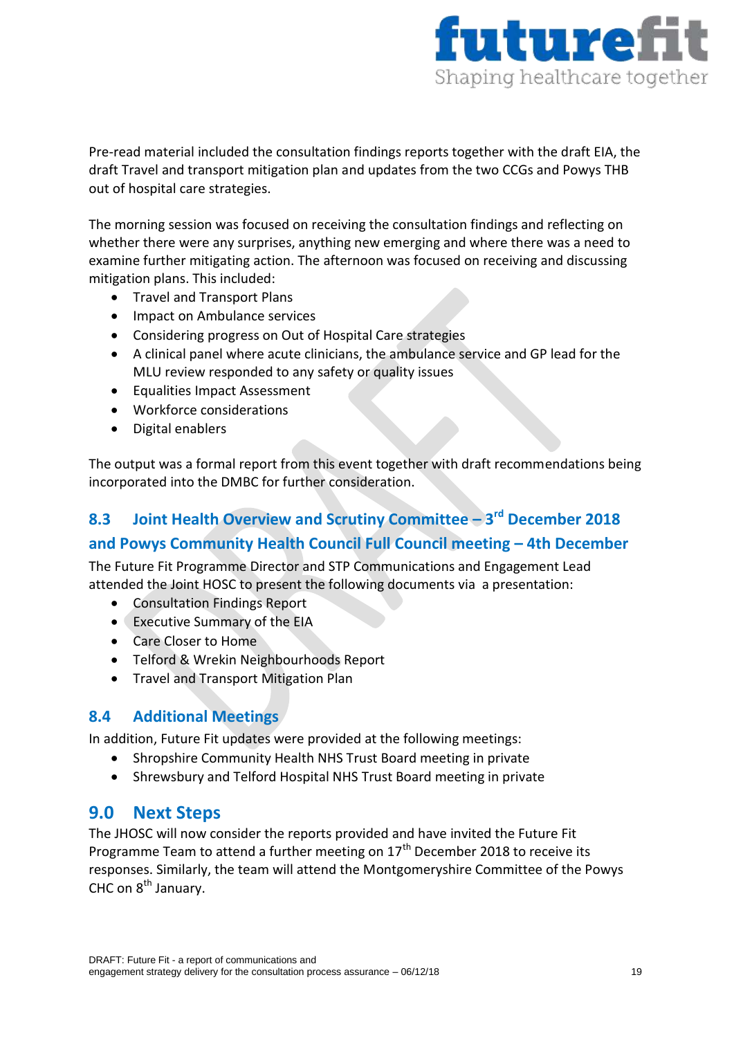Pre-read material included the consultation findings reports together with the draft EIA, the draft Travel and transport mitigation plan and updates from the two CCGs and Powys THB out of hospital care strategies.

The morning session was focused on receiving the consultation findings and reflecting on whether there were any surprises, anything new emerging and where there was a need to examine further mitigating action. The afternoon was focused on receiving and discussing mitigation plans. This included:

- Travel and Transport Plans
- Impact on Ambulance services
- Considering progress on Out of Hospital Care strategies
- A clinical panel where acute clinicians, the ambulance service and GP lead for the MLU review responded to any safety or quality issues
- Equalities Impact Assessment
- Workforce considerations
- Digital enablers

The output was a formal report from this event together with draft recommendations being incorporated into the DMBC for further consideration.

## 8.3 Joint Health Overview and Scrutiny Committee – 3rd December 2018 and Powys Community Health Council Full Council meeting – 4th December

The Future Fit Programme Director and STP Communications and Engagement Lead attended the Joint HOSC to present the following documents via a presentation:

- Consultation Findings Report
- Executive Summary of the EIA
- Care Closer to Home
- Telford & Wrekin Neighbourhoods Report
- Travel and Transport Mitigation Plan

## 8.4 Additional Meetings

In addition, Future Fit updates were provided at the following meetings:

- Shropshire Community Health NHS Trust Board meeting in private
- Shrewsbury and Telford Hospital NHS Trust Board meeting in private

# 9.0 Next Steps

The JHOSC will now consider the reports provided and have invited the Future Fit Programme Team to attend a further meeting on 17th December 2018 to receive its responses. Similarly, the team will attend the Montgomeryshire Committee of the Powys CHC on 8th January.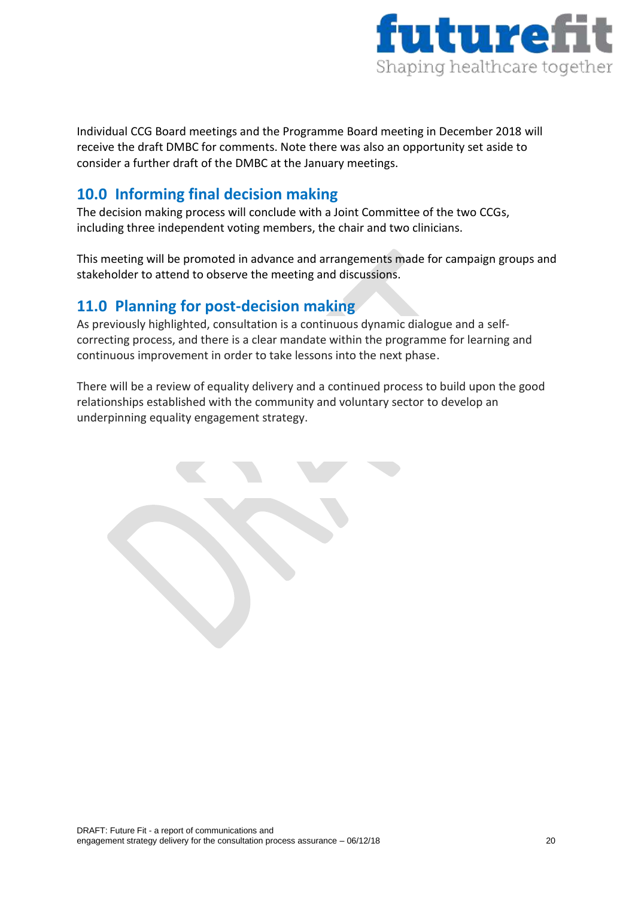Individual CCG Board meetings and the Programme Board meeting in December 2018 will receive the draft DMBC for comments. Note there was also an opportunity set aside to consider a further draft of the DMBC at the January meetings.

## 10.0 Informing final decision making

The decision making process will conclude with a Joint Committee of the two CCGs, including three independent voting members, the chair and two clinicians.

This meeting will be promoted in advance and arrangements made for campaign groups and stakeholder to attend to observe the meeting and discussions.

## 11.0 Planning for post-decision making

As previously highlighted, consultation is a continuous dynamic dialogue and a self-correcting process, and there is a clear mandate within the programme for learning and continuous improvement in order to take lessons into the next phase.

There will be a review of equality delivery and a continued process to build upon the good relationships established with the community and voluntary sector to develop an underpinning equality engagement strategy.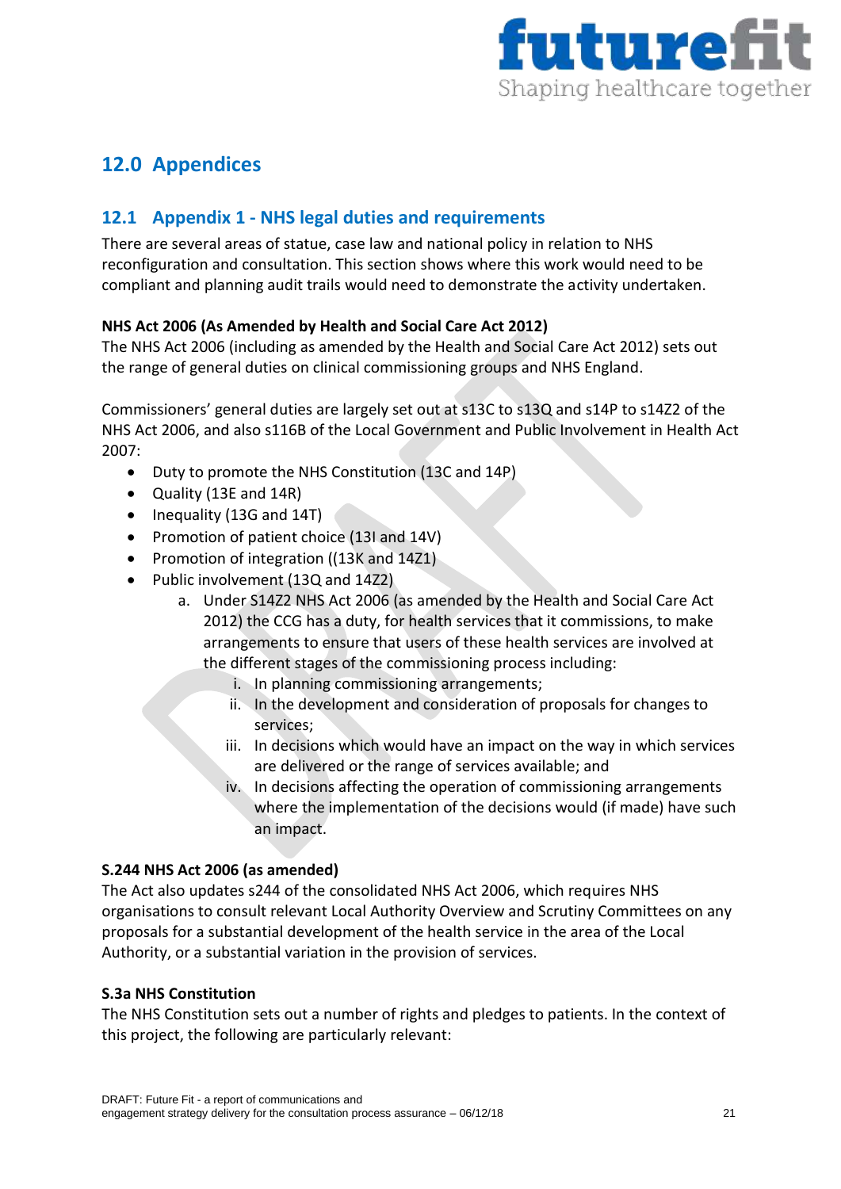## 12.0 Appendices

### 12.1 Appendix 1 - NHS legal duties and requirements

There are several areas of statue, case law and national policy in relation to NHS reconfiguration and consultation. This section shows where this work would need to be compliant and planning audit trails would need to demonstrate the activity undertaken.

**NHS Act 2006 (As Amended by Health and Social Care Act 2012)**

The NHS Act 2006 (including as amended by the Health and Social Care Act 2012) sets out the range of general duties on clinical commissioning groups and NHS England.

Commissioners' general duties are largely set out at s13C to s13Q and s14P to s14Z2 of the NHS Act 2006, and also s116B of the Local Government and Public Involvement in Health Act 2007:

- Duty to promote the NHS Constitution (13C and 14P)
- Quality (13E and 14R)
- Inequality (13G and 14T)
- Promotion of patient choice (13I and 14V)
- Promotion of integration ((13K and 14Z1)
- Public involvement (13Q and 14Z2)
    a. Under S14Z2 NHS Act 2006 (as amended by the Health and Social Care Act 2012) the CCG has a duty, for health services that it commissions, to make arrangements to ensure that users of these health services are involved at the different stages of the commissioning process including:
        i. In planning commissioning arrangements;
        ii. In the development and consideration of proposals for changes to services;
        iii. In decisions which would have an impact on the way in which services are delivered or the range of services available; and
        iv. In decisions affecting the operation of commissioning arrangements where the implementation of the decisions would (if made) have such an impact.

**S.244 NHS Act 2006 (as amended)**

The Act also updates s244 of the consolidated NHS Act 2006, which requires NHS organisations to consult relevant Local Authority Overview and Scrutiny Committees on any proposals for a substantial development of the health service in the area of the Local Authority, or a substantial variation in the provision of services.

**S.3a NHS Constitution**

The NHS Constitution sets out a number of rights and pledges to patients. In the context of this project, the following are particularly relevant: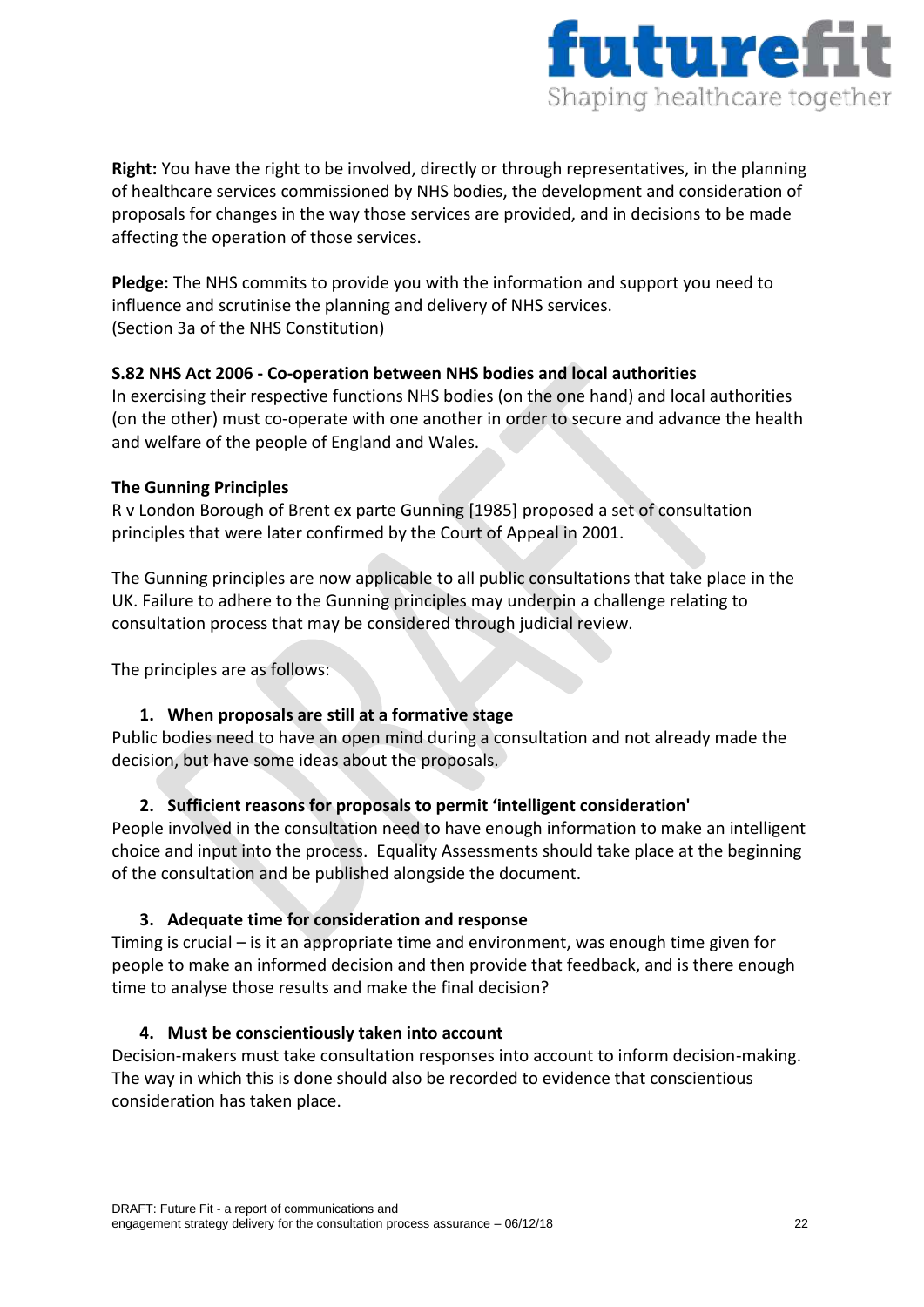**Right:** You have the right to be involved, directly or through representatives, in the planning of healthcare services commissioned by NHS bodies, the development and consideration of proposals for changes in the way those services are provided, and in decisions to be made affecting the operation of those services.

**Pledge:** The NHS commits to provide you with the information and support you need to influence and scrutinise the planning and delivery of NHS services.
(Section 3a of the NHS Constitution)

**S.82 NHS Act 2006 - Co-operation between NHS bodies and local authorities**
In exercising their respective functions NHS bodies (on the one hand) and local authorities (on the other) must co-operate with one another in order to secure and advance the health and welfare of the people of England and Wales.

**The Gunning Principles**
R v London Borough of Brent ex parte Gunning [1985] proposed a set of consultation principles that were later confirmed by the Court of Appeal in 2001.

The Gunning principles are now applicable to all public consultations that take place in the UK. Failure to adhere to the Gunning principles may underpin a challenge relating to consultation process that may be considered through judicial review.

The principles are as follows:

1. **When proposals are still at a formative stage**

Public bodies need to have an open mind during a consultation and not already made the decision, but have some ideas about the proposals.

2. **Sufficient reasons for proposals to permit 'intelligent consideration'**

People involved in the consultation need to have enough information to make an intelligent choice and input into the process. Equality Assessments should take place at the beginning of the consultation and be published alongside the document.

3. **Adequate time for consideration and response**

Timing is crucial – is it an appropriate time and environment, was enough time given for people to make an informed decision and then provide that feedback, and is there enough time to analyse those results and make the final decision?

4. **Must be conscientiously taken into account**

Decision-makers must take consultation responses into account to inform decision-making. The way in which this is done should also be recorded to evidence that conscientious consideration has taken place.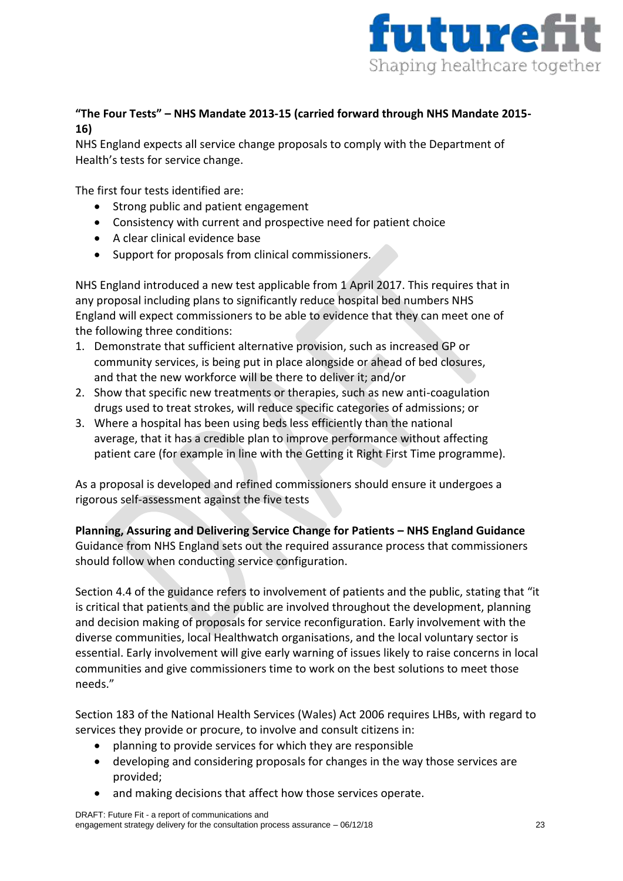**"The Four Tests" – NHS Mandate 2013-15 (carried forward through NHS Mandate 2015-16)**
NHS England expects all service change proposals to comply with the Department of Health's tests for service change.

The first four tests identified are:

- Strong public and patient engagement
- Consistency with current and prospective need for patient choice
- A clear clinical evidence base
- Support for proposals from clinical commissioners.

NHS England introduced a new test applicable from 1 April 2017. This requires that in any proposal including plans to significantly reduce hospital bed numbers NHS England will expect commissioners to be able to evidence that they can meet one of the following three conditions:

1. Demonstrate that sufficient alternative provision, such as increased GP or community services, is being put in place alongside or ahead of bed closures, and that the new workforce will be there to deliver it; and/or
2. Show that specific new treatments or therapies, such as new anti-coagulation drugs used to treat strokes, will reduce specific categories of admissions; or
3. Where a hospital has been using beds less efficiently than the national average, that it has a credible plan to improve performance without affecting patient care (for example in line with the Getting it Right First Time programme).

As a proposal is developed and refined commissioners should ensure it undergoes a rigorous self-assessment against the five tests

**Planning, Assuring and Delivering Service Change for Patients – NHS England Guidance**
Guidance from NHS England sets out the required assurance process that commissioners should follow when conducting service configuration.

Section 4.4 of the guidance refers to involvement of patients and the public, stating that "it is critical that patients and the public are involved throughout the development, planning and decision making of proposals for service reconfiguration. Early involvement with the diverse communities, local Healthwatch organisations, and the local voluntary sector is essential. Early involvement will give early warning of issues likely to raise concerns in local communities and give commissioners time to work on the best solutions to meet those needs."

Section 183 of the National Health Services (Wales) Act 2006 requires LHBs, with regard to services they provide or procure, to involve and consult citizens in:

- planning to provide services for which they are responsible
- developing and considering proposals for changes in the way those services are provided;
- and making decisions that affect how those services operate.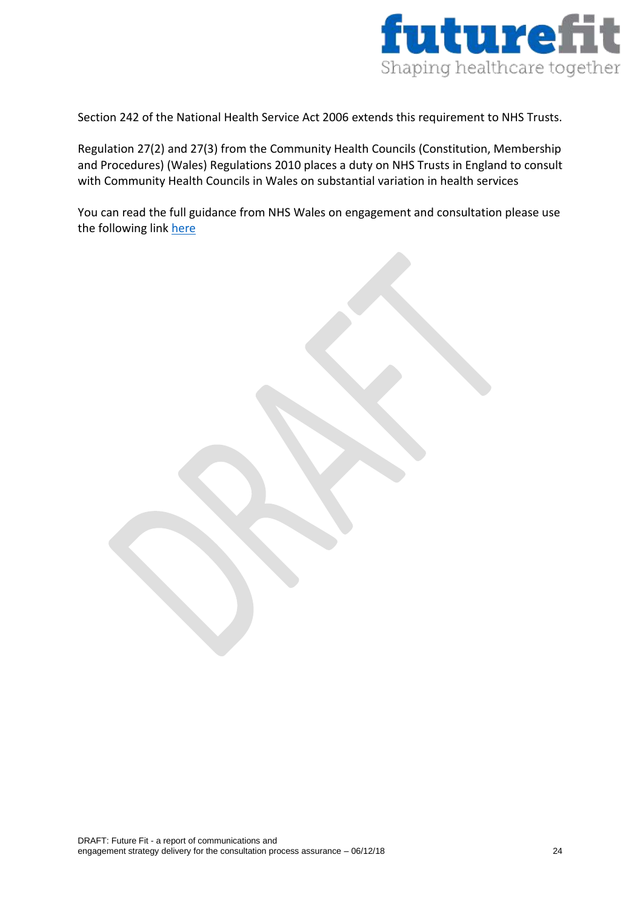Section 242 of the National Health Service Act 2006 extends this requirement to NHS Trusts.

Regulation 27(2) and 27(3) from the Community Health Councils (Constitution, Membership and Procedures) (Wales) Regulations 2010 places a duty on NHS Trusts in England to consult with Community Health Councils in Wales on substantial variation in health services

You can read the full guidance from NHS Wales on engagement and consultation please use the following link here